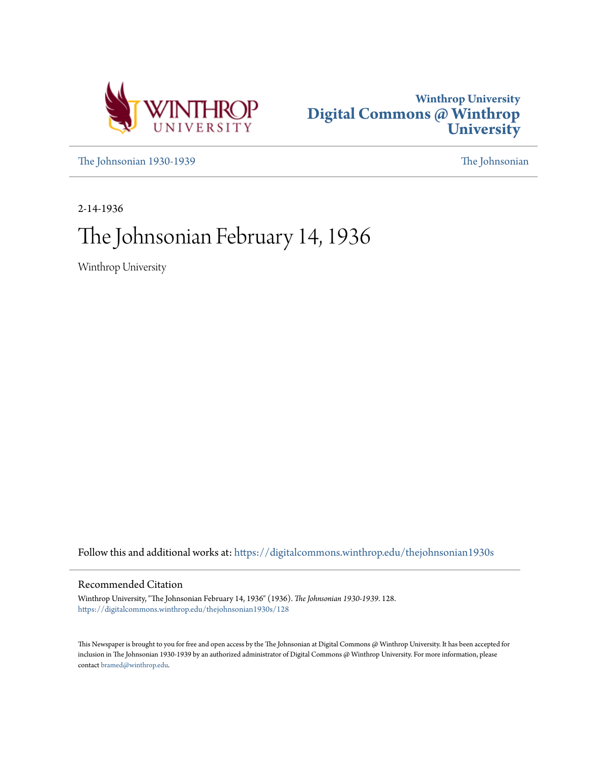Winthrop University
# Digital Commons @ Winthrop University

The Johnsonian 1930-1939 | The Johnsonian

2-14-1936

# The Johnsonian February 14, 1936

Winthrop University

Follow this and additional works at: https://digitalcommons.winthrop.edu/thejohnsonian1930s

## Recommended Citation

Winthrop University, "The Johnsonian February 14, 1936" (1936). *The Johnsonian 1930-1939*. 128.
https://digitalcommons.winthrop.edu/thejohnsonian1930s/128

This Newspaper is brought to you for free and open access by the The Johnsonian at Digital Commons @ Winthrop University. It has been accepted for inclusion in The Johnsonian 1930-1939 by an authorized administrator of Digital Commons @ Winthrop University. For more information, please contact bramed@winthrop.edu.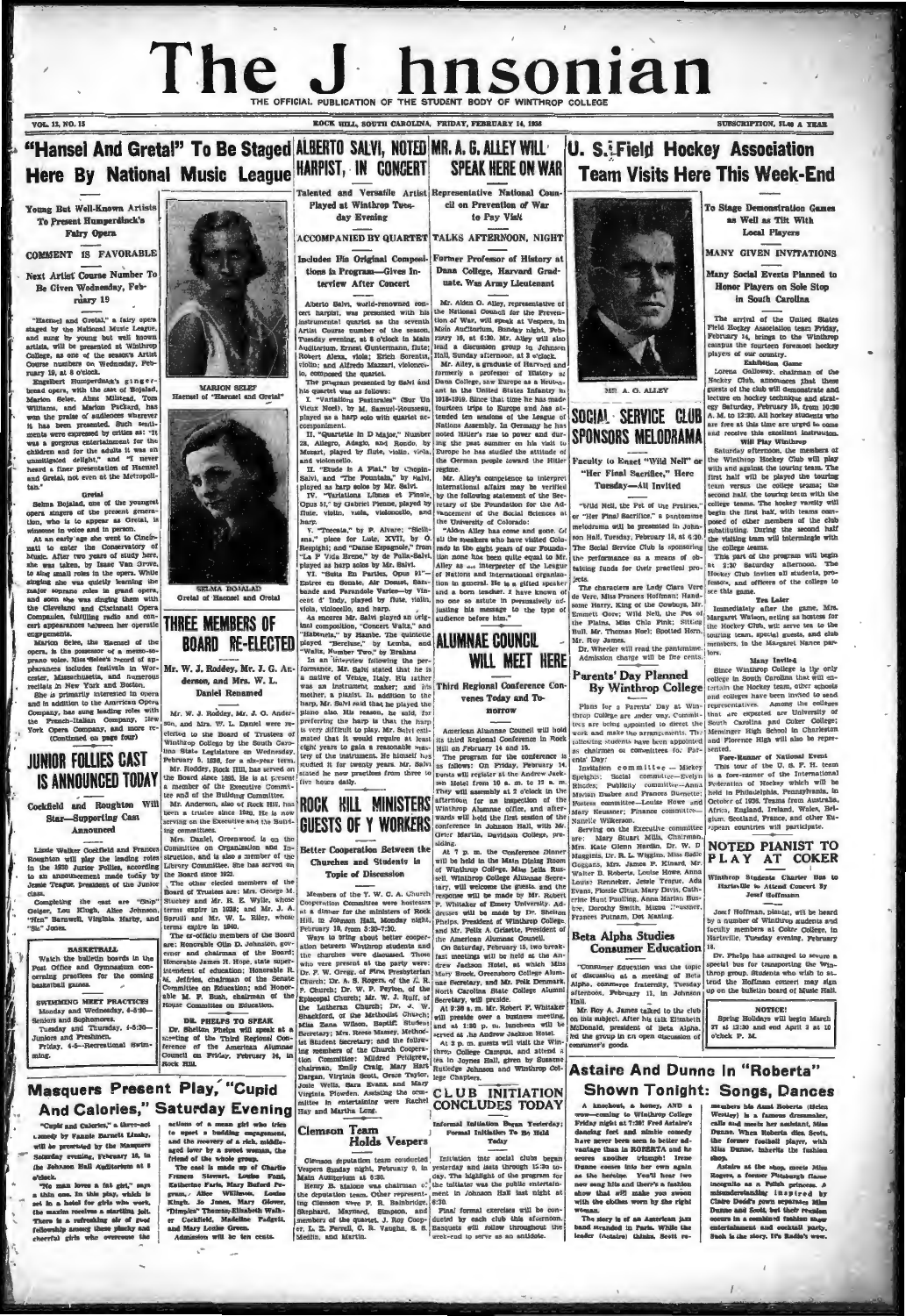# The Johnsonian

THE OFFICIAL PUBLICATION OF THE STUDENT BODY OF WINTHROP COLLEGE

VOL. 15, NO. 15 — ROCK HILL, SOUTH CAROLINA, FRIDAY, FEBRUARY 14, 1938 — SUBSCRIPTION, $1.00 A YEAR

## "Hansel And Gretal" To Be Staged Here By National Music League

### Young But Well-Known Artists To Present Humperdinck's Fairy Opera

### COMMENT IS FAVORABLE

### Next Artist Course Number To Be Given Wednesday, February 16

"Hansel and Gretal," a fairy opera staged by the National Music League, and sung by young but well known artists, will be presented at Winthrop College, as one of the season's Artist Course numbers on Wednesday, February 16, at 8 o'clock.

Engelbert Humperdinck's gingerbread opera, with the cast of Bojalad, Marion Selee, Alma Milstead, Tom Williams, and Marion Packard, has won the praise of audiences wherever it has been presented. Such sentiments were expressed by critics as: "It was a gorgeous entertainment for the children and for the adults it was an unmitigated delight," and "I never heard a finer presentation of Hansel and Gretal, not even at the Metropolitan."

#### Gretal

Selma Bojalad, one of the youngest opera singers of the present generation, who is to appear as Gretal, is winsome in voice and in person.

At an early age she went to Cincinnati to enter the Conservatory of Music. After two years of study here, she was taken, by Isaac Van Grove, to sing small roles in the opera. While singing she was quietly learning the major soprano roles in grand opera, and soon she was singing them with the Cleveland and Cincinnati Opera Companies, fulfilling radio and concert appearances between her operatic engagements.

Marion Selee, the Haensel of the opera, is the possessor of a mezzo-soprano voice. Miss Selee's record of appearances includes festivals in Worcester, Massachusetts, and numerous recitals in New York and Boston.

She is primarily interested in opera and in addition to the American Opera Company, has sung leading roles with the French-Italian Company, New York Opera Company, and more re-

(Continued on page four)

MARION SELEE
Haensel of "Haensel and Gretal"

SELMA BOJALAD
Gretal of Haensel and Gretal

## ALBERTO SALVI, NOTED HARPIST, IN CONCERT

### Talented and Versatile Artist Played at Winthrop Tuesday Evening

### ACCOMPANIED BY QUARTET

### Includes His Original Compositions In Program—Gives Interview After Concert

Alberto Salvi, world-renowned concert harpist, was presented with his instrumental quartet as the seventh Artist Course number of the season, Tuesday evening, at 8 o'clock in Main Auditorium. Ernest Guntermann, flute; Robert Alexa, viola; Erich Sorentin, violin; and Alfredo Mazzari, violoncello, composed the quartet.

The program presented by Salvi and his quartet was as follows:

I. "Variations Pastorales" (Sur Un Vieux Noel), by M. Samuel-Rousseau, played as a harp solo with quartet accompaniment.

II. "Quartette in D Major," Number 28, Allegro, Adagio, and Rondo, by Mozart, played by flute, violin, viola, and violoncello.

III. "Etude in A Flat," by Chopin-Salvi, and "The Fountain," by Salvi, played as harp solos by Mr. Salvi.

IV. "Variations Libres et Finale, Opus 51," by Gabriel Pierne, played by flute, violin, viola, violoncello, and harp.

V. "Toccata," by P. Alvarez; "Siciliana," piece for Lute, XVII, by O. Respighi; and "Danse Espagnole," from "La P Vida Breve," by de Falla-Salvi, played as harp solos by Mr. Salvi.

VI. "Suite En Partiee, Opus 91"—Entree en Sonate, Air Dousst, Sarabande and Parandole Variee—by Vincent d' Indy, played by flute, violin, viola, violoncello, and harp.

As encores Mr. Salvi played an original composition, "Concert Waltz," and "Habanera," by Hambe. The quintette played "Berceuse," by Lemba, and "Waltz, Number Two," by Brahms.

In an interview following the performance, Mr. Salvi stated that he is a native of Venice, Italy. His father was an instrument maker; and his mother, a pianist. In addition to the harp, Mr. Salvi said that he played the piano also. His reason, he said, for preferring the harp is that the harp is very difficult to play. Mr. Salvi estimated that it would require at least eight years to gain a reasonable mastery of the instrument. He himself has studied it for twenty years. Mr. Salvi stated he new practices from three to five hours daily.

## MR. A. G. ALLEY WILL SPEAK HERE ON WAR

### Representative National Council on Prevention of War to Pay Visit

### TALKS AFTERNOON, NIGHT

### Former Professor of History at Dana College, Harvard Graduate, Was Army Lieutenant

Mr. Alden G. Alley, representative of the National Council for the Prevention of War, will speak at Vespers, in Main Auditorium, Sunday night, February 16, at 6:30. Mr. Alley will also lead a discussion group in Johnson Hall, Sunday afternoon, at 3 o'clock.

Mr. Alley, a graduate of Harvard and formerly a professor of History at Dana College, saw Europe as a lieutenant in the United States Infantry in 1918-1919. Since that time he has made fourteen trips to Europe and has attended ten sessions of the League of Nations Assembly. In Germany he has noted Hitler's rise to power and during the past summer on his visit to Europe he has studied the attitude of the German people toward the Hitler regime.

Mr. Alley's competence to interpret international affairs may be verified by the following statement of the Secretary of the Foundation for the Advancement of the Social Sciences at the University of Colorado:

"Alden Alley has come and gone. Of all the speakers who have visited Colorado in the eight years of our Foundation none has been quite equal to Mr. Alley as an interpreter of the League of Nations and international organization in general. He is a gifted speaker and a born teacher. I have known of no one so astute in persuasively adjusting his message to the type of audience before him."

MR. A. G. ALLEY

## THREE MEMBERS OF BOARD RE-ELECTED

### Mr. W. J. Roddey, Mr. J. G. Anderson, and Mrs. W. L. Daniel Renamed

Mr. W. J. Roddey, Mr. J. G. Anderson, and Mrs. W. L. Daniel were re-elected to the Board of Trustees of Winthrop College by the South Carolina State Legislature on Wednesday, February 9, 1938, for a six-year term.

Mr. Roddey, Rock Hill, has served on the Board since 1895. He is at present a member of the Executive Committee and of the Building Committee.

Mr. Anderson, also of Rock Hill, has been a trustee since 1920. He is now serving on the Executive and the Building committees.

Mrs. Daniel, Greenwood, is on the Committee on Organization and Instruction, and is also a member of the Library Committee. She has served on the Board since 1922.

The other elected members of the Board of Trustees are: Mrs. George M. Stuckey and Mr. R. E. Wylie, whose terms expire in 1938; and Mr. J. A. Spruill and Mr. W. L. Riley, whose terms expire in 1940.

The ex-officio members of the Board are: Honorable Olin D. Johnston, governor and chairman of the Board; Honorable James H. Hope, state superintendent of education; Honorable R. M. Jeffries, chairman of the Senate Committee on Education; and Honorable M. P. Bush, chairman of the House Committee on Education.

### DR. PHELPS TO SPEAK

Dr. Shelton Phelps will speak at a meeting of the Third Regional Conference of the American Alumnae Council on Friday, February 14, in Rock Hill.

## JUNIOR FOLLIES CAST IS ANNOUNCED TODAY

### Cockfield and Roughton Will Star—Supporting Cast Announced

Lizzie Walker Cockfield and Frances Roughton will play the leading roles in the 1938 Junior Follies, according to an announcement made today by Jessie Teague, president of the Junior class.

Completing the cast are "Snip" Geiger, Lou Kingh, Alice Johnson, "Hen" Barnwell, Virginia Harby, and "Sis" Jones.

### BASKETBALL

Watch the bulletin boards in the Post Office and Gymnasium concerning practices for the coming basketball games.

### SWIMMING MEET PRACTICES

Monday and Wednesday, 4-5:30—Seniors and Sophomores.

Tuesday and Thursday, 4-5:30—Juniors and Freshmen.

Friday, 4-5—Recreational Swimming.

## ROCK HILL MINISTERS GUESTS OF Y WORKERS

### Better Cooperation Between the Churches and Students is Topic of Discussion

Members of the Y. W. C. A. Church Cooperation Committee were hostesses at a dinner for the ministers of Rock Hill, in Johnson Hall, Monday night, February 10, from 5:30-7:30.

Ways to bring about better cooperation between Winthrop students and the churches were discussed. Those who were present at the party were: Dr. F. W. Gregg, of First Presbyterian Church; Dr. A. S. Rogers, of the A. R. P. Church; Dr. W. P. Peyton, of the Episcopal Church; Mr. W. J. Ruff, of the Lutheran Church; Dr. J. W. Shackford, of the Methodist Church; Miss Zena Wilson, Baptist Student Secretary; Mrs. Reese Massey, Methodist Student Secretary; and the following members of the Church Cooperation Committee: Mildred Pettigrew, chairman, Emily Craig, Mary Hart Dargan, Virginia Scott, Grace Taylor, Josie Wells, Sara Evans, and Mary Virginia Plowden. Assisting the committee in entertaining were Rachel Hay and Martha Long.

## ALUMNAE COUNCIL WILL MEET HERE

### Third Regional Conference Convenes Today and Tomorrow

American Alumnae Council will hold its third Regional Conference in Rock Hill on February 14 and 15.

The program for the conference is as follows: On Friday, February 14, guests will register at the Andrew Jackson Hotel from 10 a. m. to 12 m. They will assemble at 2 o'clock in the afternoon for an inspection of the Winthrop Alumnae office, and afterwards will hold the first session of the conference in Johnson Hall, with Mr. Greer Martin, Davidson College, presiding.

At 7 p. m. the Conference Dinner will be held in the Main Dining Room of Winthrop College. Miss Leila Russell, Winthrop College Alumnae Secretary, will welcome the guests, and the response will be made by Mr. Robert P. Whitaker of Emory University. Addresses will be made by Dr. Shelton Phelps, President of Winthrop College, and Mr. Felix A. Grisette, President of the American Alumnae Council.

On Saturday, February 15, two breakfast meetings will be held at the Andrew Jackson Hotel, at which Miss Mary Brock, Greensboro College Alumnae Secretary, and Mr. Paul Dennard, North Carolina State College Alumni Secretary, will preside.

At 9:30 a. m. Mr. Robert P. Whitaker will preside over a business meeting, and at 1:30 p. m. luncheon will be served at the Andrew Jackson Hotel.

At 3 p. m. guests will visit the Winthrop College Campus, and attend a tea in Joynes Hall, given by Susanne Rutledge Johnson and Winthrop College Chapters.

## CLUB INITIATION CONCLUDES TODAY

### Informal Initiation Began Yesterday; Formal Initiation To Be Held Today

Initiation into social clubs began yesterday and lasts through 12:30 today. The highlight of the program for the initiates was the public entertainment in Johnson Hall last night at 6:30.

Final formal exercises will be conducted by each club this afternoon. Banquets will follow throughout the week-end to serve as an antidote.

## U. S. Field Hockey Association Team Visits Here This Week-End

### To Stage Demonstration Games as Well as Tilt With Local Players

### MANY GIVEN INVITATIONS

### Many Social Events Planned to Honor Players on Sole Stop in South Carolina

The arrival of the United States Field Hockey Association team Friday, February 14, brings to the Winthrop campus the fourteen foremost hockey players of our country.

#### Exhibition Game

Lorena Galloway, chairman of the Hockey Club, announces that these guests of the club will demonstrate and lecture on hockey technique and strategy Saturday, February 15, from 10:30 A. M. to 12:30. All hockey students who are free at this time are urged to come and receive this excellent instruction.

#### Will Play Winthrop

Saturday afternoon, the members of the Winthrop Hockey Club will play with and against the touring team. The first half will be played the touring team versus the college teams; the second half, the touring team with the college teams. The hockey varsity will begin the first half, with teams composed of other members of the club substituting. During the second half the visiting team will intermingle with the college teams.

This part of the program will begin at 2:30 Saturday afternoon. The Hockey Club invites all students, professors, and officers of the college to see this game.

#### Tea Later

Immediately after the game, Mrs. Margaret Watson, acting as hostess for the Hockey Club, will serve tea to the touring team, special guests, and club members, in the Margaret Nance parlors.

#### Many Invited

Since Winthrop College is the only college in South Carolina that will entertain the hockey team, other schools and colleges have been invited to send representatives. Among the colleges that are expected are University of South Carolina and Coker College; Meminger High School in Charleston and Florence High will also be represented.

#### Fore-Runner of National Event

This tour of the U. S. F. H. team is a fore-runner of the International Federation of Hockey which will be held in Philadelphia, Pennsylvania, in October of 1936. Teams from Australia, Africa, England, Ireland, Wales, Belgium, Scotland, France, and other European countries will participate.

## SOCIAL SERVICE CLUB SPONSORS MELODRAMA

### Faculty to Enact "Wild Nell" or "Her Final Sacrifice," Here Tuesday—All Invited

"Wild Nell, the Pet of the Prairies," or "Her Final Sacrifice," a pantomime melodrama will be presented in Johnson Hall, Tuesday, February 18, at 6:30. The Social Service Club is sponsoring the performance as a means of obtaining funds for their practical projects.

The characters are Lady Clara Vere de Vere, Miss Frances Hoffman; Handsome Harry, King of the Cowboys, Mr. Emmett Gore; Wild Nell, the Pet of the Plains, Miss Chic Pink; Sitting Bull, Mr. Thomas Noel; Spotted Horn, Mr. Roy James.

Dr. Wheeler will read the pantomime. Admission charge will be five cents.

## Parents' Day Planned By Winthrop College

Plans for a Parents' Day at Winthrop College are under way. Committees are being appointed to direct the work and make the arrangements. The following students have been appointed as chairmen of committees for Parents' Day:

Invitation committee — Mickey Speights; Social committee—Evelyn Rhodes; Publicity committee—Anna Mariah Dashes and Frances Burnette; Hostess committee—Louise Howe and Mary Heusner; Finance committee—Natalie Wilkerson.

Serving on the Executive committee are: Mary Stuart Mills, Chairman, Mrs. Kate Glenn Hardin, Dr. W. D. Magginis, Dr. R. L. Wiggins, Miss Sadie Goggans, Mrs. James P. Kinard, Mr. Walter B. Roberts, Louise Howe, Anna Louise Reinecker, Jessie Teague, Ada Evans, Flossie Cline, Mary Davis, Catherine Hunt Paulling, Anna Marian Busbee, Dorothy Smith, Mizza Heusner, Frances Putnam, Dot Manning.

## Beta Alpha Studies Consumer Education

"Consumer Education was the topic of discussion at a meeting of Beta Alpha, commerce fraternity, Tuesday afternoon, February 11, in Johnson Hall.

Mr. Roy A. James talked to the club on this subject. After his talk Elizabeth McDonald, president of Beta Alpha, led the group in an open discussion of consumer's goods.

## NOTED PIANIST TO PLAY AT COKER

### Winthrop Students Charter Bus to Hartsville to Attend Concert By Josef Hoffmann

Josef Hoffman, pianist, will be heard by a number of Winthrop students and faculty members at Coker College, in Hartsville, Tuesday evening, February 18.

Dr. Phelps has arranged to secure a special bus for transporting the Winthrop group. Students who wish to attend the Hoffman concert may sign up on the bulletin board of Music Hall.

### NOTICE!

Spring Holidays will begin March 27 at 12:30 and end April 2 at 10 o'clock P. M.

## Masquers Present Play, "Cupid And Calories," Saturday Evening

"Cupid and Calories," a three-act comedy by Fannie Barnett Linsky, will be presented by the Masquers Saturday evening, February 15, in the Johnson Hall Auditorium at 8 o'clock.

"No man loves a fat girl," says a thin one. In this play, which is set in a hotel for girls who work, the maxim receives a startling jolt. There is a refreshing air of good fellowship among these plucky and cheerful girls who overcome the actions of a mean girl who tries to upset a budding engagement, and the recovery of a rich, middle-aged lover by a sweet woman, the friend of the whole group.

The cast is made up of Charlie Frances Stewart, Louise Funk, Katherine Faris, Mary Buford Pegram, Alice Williams, Louise Kingh, Jo Jones, Mary Glover, "Dimples" Thomas, Elizabeth Walker Cockfield, Madeline Padgett, and Mary Louise Green.

Admission will be ten cents.

## Clemson Team Holds Vespers

Clemson deputation team conducted Vespers Sunday night, February 9, in Main Auditorium at 6:30.

Henry B. Malone was chairman of the deputation team. Other representing Clemson were P. R. Bainbridge, Shephard, Maynard, Simpson, and members of the quartet, J. Roy Cooper, L. E. Farrell, C. R. Vaughn, S. E. Medlin, and Martin.

## Astaire And Dunne In "Roberta" Shown Tonight: Songs, Dances

A knockout, a honey, AND a wow—coming to Winthrop College Friday night at 7:30! Fred Astaire's dancing feet and nimble comedy have never been seen to better advantage than in ROBERTA and he scores another triumph! Irene Dunne comes into her own again as the heroine. You'll hear two new song hits and there's a fashion show that will make you swoon with the clothes worn by the right woman.

The story is of an American jazz band stranded in Paris. While the leader (Astaire) thinks, Scott remembers his Aunt Roberta (Helen Westley) is a famous dressmaker, calls and meets her assistant, Miss Dunne. When Roberta dies Scott, the former football player, with Miss Dunne, inherits the fashion shop.

Astaire at the shop, meets Miss Rogers, a former Pittsburgh flame incognito as a Polish princess. A misunderstanding inspired by Claire Dodd's pure scheming. Miss Dunne and Scott, but their reunion occurs in a combined fashion show entertainment and cocktail party. Such is the story. It's Radio's wow.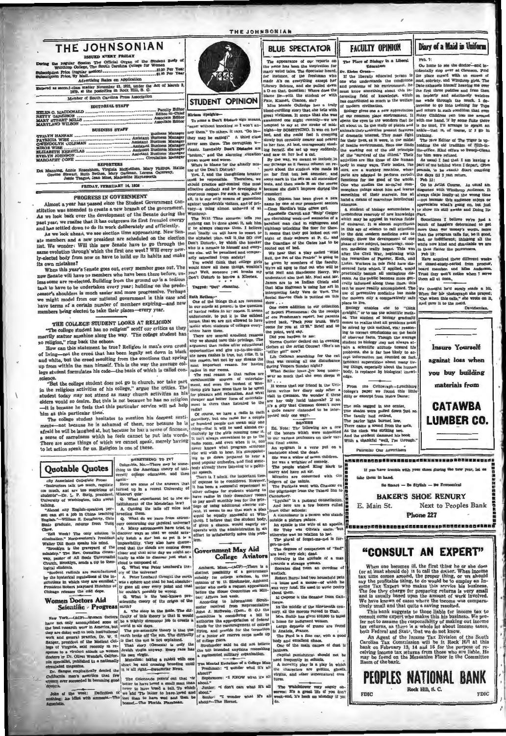# THE JOHNSONIAN

ISSUED EVERY FRIDAY

During the regular Session The Official Organ of the Student Body of Winthrop College, The South Carolina College for Women

Subscription Price (regular session) .......... $1.00 Per Year
Subscription Price, By Mail .......... $1.50 Per Year

Advertising Rates on Application

Entered as second-class matter November 21, 1923, under the Act of March 3, 1879, at the postoffice in Rock Hill, S. C.

Member of South Carolina Press Association

## EDITORIAL STAFF

HELEN G. MACDONALD .......... Faculty Editor
BETTY GARRISON .......... Editor-in-Chief
MARY STUART MILLS .......... Associate Editor
MARYLAND WILSON .......... Associate Editor

## BUSINESS STAFF

EVALYN HANNAH .......... Business Manager
PATRICIA WISE .......... Assistant Business Manager
GWENDOLYN COLEMAN .......... Assistant Business Manager
MIRGE WISE .......... Assistant Business Manager
ELIZABETH KERRELAS .......... Assistant Business Manager
EVELYN JOHNSON .......... Assistant Business Manager
MARGARET CONE .......... Circulation Manager

## REPORTERS

Dot Manning, Annie Rosenblum, Virginia McKeithen, Mary Phillips, Hattie Greene Stewart, Ruth Bethea, Mary Gallman, Lorena Galloway, Jessie Teague, Jean Moss, Madeleine Haynsworth

FRIDAY, FEBRUARY 14, 1936

## PROGRESS IN GOVERNMENT

Almost a year has passed since the Student Government Constitution was amended to create a new branch of the government. As we look back over the development of the Senate during the past year, we realize that it has outgrown its first frenzied energy and has settled down to do its work deliberately and efficiently.

As we look ahead, we see election time approaching. New Senate members and a new president are scheduled on the election list. We wonder: Will this new Senate have to go through the same evolution through which the first one went? Will every newly-elected body from now on have to build up its habits and make its own mistakes?

When this year's Senate goes out, every member goes out. The new Senate will have no members who have been there before, unless some are re-elected. Building from the ground up is a tedious task to have to be undertaken every year; building on the predecessor's shoulders is much easier and more progressive. Perhaps we might model from our national government in this case and have terms of a certain number of members expiring—and new members being elected to take their places—every year.

## THE COLLEGE STUDENT LOOKS AT RELIGION

"The college student has no religion!" scoff our critics as they merrily scatter sunshine along the way. "The college student has no religion," ring back the echoes.

How can this statement be true? Religion is man's own creed of living—not the creed that has been legally set down in black and white, but the creed resulting from the emotions that spring up from within the man himself. This is the way the average college student formulates his code—the basis of which is called conscience.

"But the college student does not go to church, nor take part in the religious activities of his college," argue the critics. The student today may not attend as many church activities as his elders would so desire. But this is not because he has no religion—it is because he feels that this particular service will not help him at this particular time.

The college student hesitates to mention his deepest sentiments—not because he is ashamed of them, nor because he is afraid he will be laughed at, but because he has a sense of fineness, a sense of sacredness which he feels cannot be put into words. There are some things of which we cannot speak, merely having to let action speak for us. Religion is one of these.

## Quotable Quotes

(By Associated Collegiate Press)

"Instructors talk too much, regulate too much, and are too suspicious of students"—Dr. L. P. Sielg, president, University of Washington, talks about talking.

"Almost any English-speaking person can get a job in China teaching English."—William E. Daugherty, Ohio State graduate, returns from Tsing Chow.

"Hell Week? The only solution is elimination." Northwestern's President Walter Dill Scott speaks his mind.

"Brooklyn is the graveyard of the ministry." The Rev. Cornelius Greenway, pastor of All Souls Universalist Church, Brooklyn, sends a up to theological students.

"Student radicals are manufactured by the hysterical repudiations of the institutions in which they are enrolled." President Robert Maynard Hutchins of Chicago releases the cold dope.

## Women Doctors Aid Scientific Progress

New York.—(ACP)—Women doctors have not only accomplished some of the best research work in America, but they are doing well in both institutional work and general practice, Dr. W. T. Sanger, president of the Medical College of Virginia, said recently in response to a virulent attack on women doctors by Dr. Oliver Wendell, California specialist, published in a nationally circulated magazine.

Dr. Sanger emphatically denied the California man's assertion that few women ever succeeded in becoming good doctors.

John of the week: Definition of nothing: An idiot with amnesia.—The Agnetoia.

### SOMETHING TO IT?

Columbia, Mo.—There may be something to the American theory of university college education, and then again—

Here are some of the answers that turned up in a recent University of Missouri quiz:

Q. What experiment led to the establishment of the Mendelian law?
A. Cutting the tails off mice and breeding them.

Q. What do we learn from astronomy concerning our physical universe?
A. Many astronomers have tried to discover ways so that we could actually watch a star but as yet it is impossibility. They also have discovered that the clouds are coming down closer and that some day we might actually be able to discover just what a cloud is composed of.

Q. What was Peter Lombard's theory of the universe?
A. Peter Lombard thought the earth was a different point and that it was absolutely gone all over every point and that he couldn't possibly be wrong.

Q. What is the best-known prescientific theory of the origin of the earth?
A. The story in the Bible. The difficulty of this theory is that it would be a mighty strenuous job to create a world in six days.

The pre-scientific theory is that the earth broke off the sun. The difficulty is that the sun is not explained.

That story (Genesis) is only the Jewish virgin anyway. Every race has its own virgin.

Mutation: taking a rabbit with one short leg and crossing breeding until it is all right.—Sweetbriar News.

The Colonnade points out that "it is better to have loved a small man than never to have loved a tall." To which we add "It's better to have loved and lost than to have had and then be bossed.—The Florida Flambeau.

# STUDENT OPINION

Miriam Speights—

To some a Don't Disturb sign means "enter without knocking so I won't annoy them." To others it says, "Go in—they may be eating!" A third class never sees them. The corruption is classic. Inevitably Don't Disturbs are "broken," and the alarming situation grows worse and worse.

Who's to blame for the shastly misuse of the Don't Disturb?

You, I, and the thoughtless breaker must be responsible. Therefore, we should practice self-control (the most effective method) and by developing a courteous respect for such a sign. After all, it is our only means of protection against undesirable visitors, and of privacy—a thing almost unheard of at Winthrop.

The Next Time someone tells you nothing can be done about it, ask him if he always observes them. I believe that if those who do nothing in a crowd could really see what has been done to the alphabet plan, call it the DD (for Don't Disturb), by which the breaker who is a menace to himself and everyone else, will be penalized and temporarily ostracized from society!

You would think that college girls would know all these things, wouldn't you? Well, someone just breaks my Don't Disturb to borrow a Kleenex.

Tagged: "Dot" Manning.

Ruth Bethea—

One of the things that are foremost in our minds at present is the question of having radios in our rooms. It seems unfortunate, to put it in the mildest terms, that we are not allowed to have radios when students of colleges everywhere have them.

There are several excellent reasons why we should have this privilege. The argument that radios offer educational opportunities and give up-to-the-minute news flashes is true, but trite. It is one reason, but not by any means the most important reason for having radios in our rooms.

The real reason is that radios are unexhaustible sources of entertainment, and even the busiest of Winthrop girls have some time to be spent for pleasure and relaxation. And what cheaper and better form of entertainment is there than listening to the radio?

Of course, we have a radio in each dormitory, but one radio for a couple of hundred people can mean only one thing—that it will be used almost exclusively by the girls rooming near it. It isn't always convenient to go to the radio room, and even when it is, one never knows what program someone else will wish to hear. It's disappointing to go down prepared to hear a good popular orchestra, and find somebody already there listening to a political speech.

There is, I admit, the important item of expense to be considered. However, it has been a successful experiment at other colleges for students wishing to have radios in their dormitory rooms to pay small monthly fees for the privilege of using additional electric current. It seems to me that such a plan would be equally successful at Winthrop. I believe that the student body, if given a chance, would eagerly cooperate with the administration in an effort to satisfactorily solve this problem.

## Government May Aid College Aviators

Amherst, Mass.—(ACP)—There is a distinct possibility of a government subsidy for college aviation, in the opinion of W. O. Strohmeier, Amherst senior who made a request appearance before the House Committee on Military Affairs last week.

According to information Strohmeier received from Representative John J. McSwain (Dem., S. C.) the committee is considering a bill to authorize the appropriation of federal funds for the encouragement of college flying, and provide for the formation of a junior air reserve corps made up of college fliers.

Strohmeier said he did not believe the bill intended anything resembling a regimented military organization.

The Mental Evolution of a College Man

Freshman: "I wonder what it's all about?"

Sophomore: "I KNOW what it's all about."

Junior: "I don't care what it's all about."

Senior: "I wonder what it's all about?—The Hornet.

# BLUE SPECTATOR

The appearance of our reports on the scene has been the inspiration for many weird tales. The Spectator heard, for instance, of the freshman who made A's on everything except her Library Science, and she pulled down a D on that question: Where does the blame lie—with the student or with Fate, Kismet, Chance, etc?

Miss Mamie Colledge has a truly blood-curdling story that she tells with great vividness. It seems that she was awakened one night recently—we are tempted to say at the stroke of midnight—by SOMETHING. It was on her bed, and she could feel it creeping slowly but certainly nearer and nearer to her face. At last, courageously steeling herself, she sat up very suddenly, and saw on her bed a cat.

By the way, we meant to include in our Strange as It Seems column on reports about the student who made 98 on her first test last semester, and some mark in the 90's on all succeeding tests, and then made B on the course because she didn't improve during the semester!

Mrs. Gibson has been given a new name by one of our prominent seniors—Dean Hardin's little office girl.

Annabelle Carroll and "Skip" Geiger are cherishing vivid-red memories of a barefoot man clad in nightgown and nightcap unlocking the door for them. It seems that they got locked out one night of their sojourn at P. C., and the Guardian of the Gates had to be routed out of bed.

We hear that a play called "Wild Nell, the Pet of the Prairie" is going to be given by members of the faculty. We're all agog to find out who will be Wild Nell and Handsome Harry. We understand also that Mr. Noel and Mr. James are to be Indian Chiefs and that Miss Hoffman is using her art in interpreting Lady Vere de Vere. The Social Service Club is putting on this show.

One more addition to our collection of Report Phenomena: On the receipt of one Freshman's report, her parents wired back, "Pack your trunk. We'll come for you at 12:30." Brief and to the point, we'd say.

Did you happen to see: Norma Quinler decked out in evening clothes at the Artist Course? (She's an "office girl" now?)

Lib Coleman searching for the cat that was causing all the disturbance during Vespers Sunday night?

What Senior loves her long underwear so much that she even sleeps in it? . . .

It seems that our friend in the Uniform writer her diary only after a visit to Clemson. We wonder if these are her only lucid intervals? If so, it's a pity that Clemson doesn't move a little nearer (intended to be interpreted only one way).

### BONERS

Ed. Note: The following are a few of the boners which were submitted to our various professors on their various final exams.

An epigram is a verse put on a tombstone about the dead.

She was a widow of seven children. He was a wrighter of comedy.

The people wished King Mark to marry and have an air.

Miracles are concerned with the ledgers of the saints.

The Puritans went with Chaucer on the pilgrimage from the Tabard Inn to Canterbury.

"Lycidas" is a pastoral constellation.

And here are a few boners culled from other schools:

A connoisseur is a person who stands outside a picture palace.

An epistle is the wife of an apostle.

Sir Toby was Olivia's uncle, but otherwise was no relation to her.

The plural of forget-me-not is forget-us-not.

The degrees of comparison of "bad" are bad; very sick; dead.

Chivalry is the attitude of a man towards a strange woman.

Socrates died from an overdose of wedlock.

Robert Burns had two household pets—a louse and a mouse—of which he was very fond. He used to write poetry about them.

Al Capone is the Senator from California.

In the middle of the nineteenth century, all the morons moved to Utah.

Mrs. Smith has given $10,000 to build a home for indignant women.

Large deposits of guano are found in Anatolia, France.

The Ford is a fine car, with a good body and excellent chaos.

One of the main causes of dust is janitors.

Capital punishment should not be used frequently in schools.

A morality play is a play in which the characters are goblins, ghosts, virgins, and other supernatural creatures.

The Watchtower very sagely observes: It's a great life if you don't week-end, it's back on Monday if you do.

# FACULTY OPINION

## The Place of Biology in a Liberal Education

Dr. Eloise Green—

If the liberally educated person is one who understands the conditions and problems of his environment, he must know something about this interesting field of knowledge, which has contributed so much to the welfare of modern civilization.

Biology gives one a new appreciation of our common place environment. It opens the eyes to the wonders that lie all about us. In the study of plants and animals their activities present features of dramatic interest. They must fight for their lives, as it were, in the midst of hostile environment. Here one finds the working out of the old principle of the "survival of the fittest." Their activities are like those of the human body in many ways. Their bodies, like ours, are a working machine, whose parts are adapted to perform certain functions for the good of the whole. One who studies the so-called commonplace things about him and learns something of their marvels, has at hand a means of marvelous intellectual stimulus.

A student of biology accumulates a tremendous reservoir of new knowledge which may be applied in various fields of endeavor. It is almost superfluous in this age of science to call attention to the debt modern medicine owes to biology. Since the development of one phase of the subject, bacteriology, modern medicine really began. This was after the Civil War, beginning with the researches of Pasteur, Koch, and Lister. Workers in this field have discovered facts which, if applied, would practically banish all contagious diseases. As the public becomes more generally informed along these lines, this can be more readily accomplished. The use of preventive medicine has made the modern city a comparatively safe place to live.

Biology enables one to "think straight," or to use the scientific method. The student of biology gradually comes to realize that all problems must be solved by this method, viz: reasoning to correct conclusions on the basis of observed facts. Though the average student in biology may not always attain a scientific attitude toward life problems, she is far less likely to accept information not founded on fact. Ignorant superstition about many living things, especially about the human body, is replaced by biological knowledge.

From the Critograph—Lynchburg college's paper we found this little ditty or excerpt from Notre Dame:

The sofa sagged in the center,
The shades were pulled down just so.
The family had retired,
The parlor light burned low.
There came a sound from the sofa,
As the clock was striking two,
And the student slammed his book
With a thankful "well, I'm through."

Patronize Our Advertisers

# Diary of a Maid in Uniform

Feb. 1:

Go home to see the doctor—and incidentally stop over at Clemson. Find the place cursed with an excess of mud, sobriety, and Winthrop girls. The Date exhausts himself hearing me over the first three puddles and from then on modestly and solicitously watches me wade through the muck. I determine to go into training for Tiger and return in such condition that even Haley Children can toss me around with one hand. If by some fluke there is no mud, I'll arrange to sprain an ankle—that is, of course, if I go in training.

The New Editor of The Tiger is upholding the old tradition of filth-in-the-office. Kind offers to Sweep-Clean for him were refused.

As usual I feel that I am leaving a part of me behind when I depart. (Five pounds, to be exact.) Start counting the days till I can return.

Feb. 11:

Go to Artist Course. As usual am disgusted with Winthrop Audience. It always claps loudly at the wrong time—not because the audience enjoys or appreciates what's going on, but just to show it's still awake and Doing Its Part.

Sometimes I believe we're just a bunch of hagglers determined to get more than our money's worth, more than the program calls for, be it good, bad, or indifferent; thinking all the while how kind and charitable we are to thus flatter the performers.

Feb. 12:

Have acquired three different weeks of closed-study-period from proctor, board member, and Miss Anderson. Trust they won't notice when I serve them all at once.

We thought he'd surely made a hit, When for his photograph she prayed; "Out when this calls," she wrote on it, And gave it to the maid.

Davidsonian.

**Insure Yourself against loss when you buy building materials from**

# CATAWBA LUMBER CO.

If you have trouble with your shoes during the new year, let us take them in hand.

Be Smart — Be Stylish — Be Economical

## BAKER'S SHOE RENURY

E. Main St. Next to Peoples Bank

Phone 227

# "CONSULT AN EXPERT"

When one becomes ill, the first thing he or she does (or at least should do) is to call the doctor. When income tax time comes around, the proper thing, or we should say the profitable thing, to do would be to employ an Income Tax Expert who makes this service his business. The fee they charge for preparing returns is very small and is usually based upon the amount of work involved. We have known of cases where the income was comparatively small and that quite a saving resulted.

This bank suggests to those liable for income tax to consult some expert who makes this his business. We prefer not to assume the responsibility of making out income tax returns, as there is a whole lot about income taxes, both Federal and State, that we do not know.

An Agent of the Income Tax Division of the South Carolina Tax Commission will be in Rock Hill at this bank on February 13, 14 and 15 for the purpose of receiving income tax returns from those who are liable. He may be found on the Mezzanine Floor in the Committee Room of the bank.

# PEOPLES NATIONAL BANK

Rock Hill, S. C.

FDIC FDIC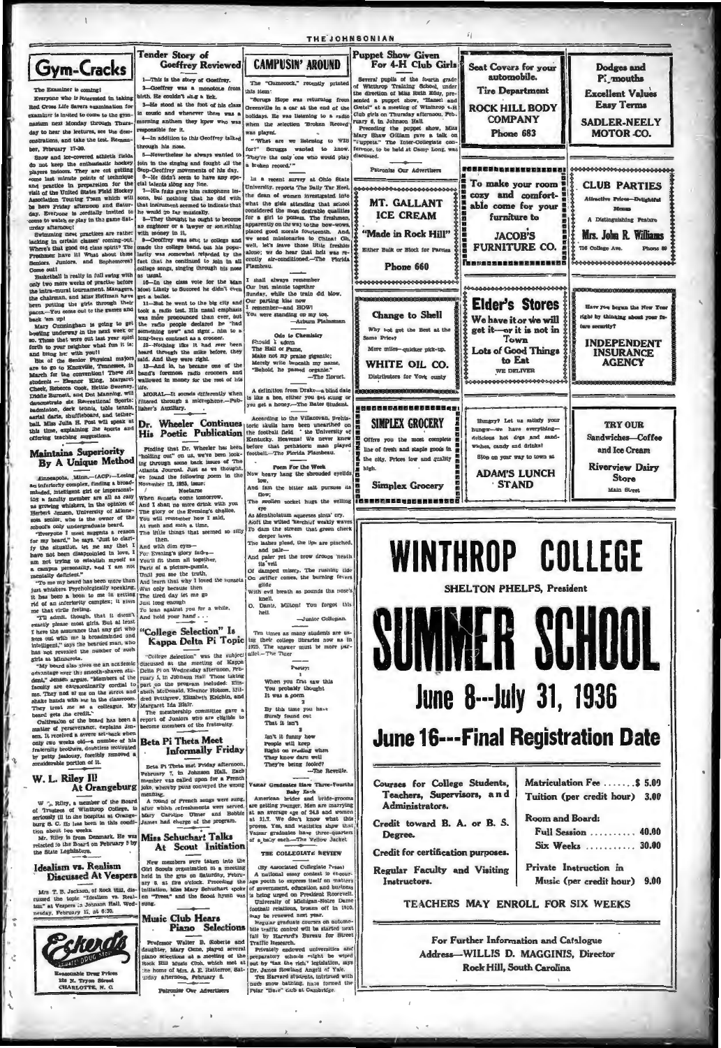# Gym-Cracks

The Examiner is coming!

Everyone who is interested in taking Red Cross Life Savers examination for examiner is invited to come to the gymnasium next Monday through Thursday to hear the lectures, see the demonstrations, and take the test. Remember, February 17-20.

Snow and ice-covered athletic fields do not keep the enthusiastic hockey players indoors. They are out getting some last minute points of technique and practice in preparation for the visit of the United States Field Hockey Association Touring Team which will be here Friday afternoon and Saturday. Everyone is cordially invited to come to watch or play in the game Saturday afternoon!

Swimming meet practices are rather lacking in certain classes' coming-out. Where's that good old class spirit? The Freshmen have it! What about those Seniors, Juniors, and Sophomores? Come out!

Basketball is really in full swing with only two more weeks of practice before the intra-mural tournament. Managers, the chairman, and Miss Hoffman have been putting the girls through their paces—You come out to the games and back 'em up!

Mary Cunningham is going to get bowling underway in the next week or so. Those that were out last year spiel forth to your neighbor what fun it is; and bring her with you!!

Six of the Senior Physical majors are to go to Knoxville, Tennessee, in March for the convention! These six students — Eleanor King, Margaret Cheek, Rebecca Cook, Hettie Sweeney, Diddie Burnett, and Dot Manning, will demonstrate six Recreational Sports: badminton, deck tennis, table tennis, aerial darts, shuffleboard, and tetherball. Miss Julia H. Post will speak at this time, explaining the sports and offering teaching suggestions.

## Maintains Superiority By A Unique Method

Minneapolis, Minn.—(ACP)—Losing an inferiority complex, finding a broad-minded, intelligent girl or impersonating a faculty member are all as easy as growing whiskers, in the opinion of Herbert Jensen, University of Minnesota senior, who is the owner of the school's only undergraduate beard.

"Everyone I meet suggests a reason for my beard," he says. "Just to clarify the situation, let me say that I have not been disappointed in love, I am not trying to establish myself as a campus personality, and I am not mentally deficient."

"To me my beard has been more than just whiskers. Psychologically speaking, it has been a boon to me in getting rid of an inferiority complex; it gives me that virile feeling.

"I'll admit, though, that it doesn't exactly please most girls. But at least I have the assurance that any girl who goes out with me is broadminded and intelligent," says the bearded man, who has not revealed the number of such girls at Minnesota.

"My beard also gives me an academic advantage over the smooth-shaven student," Jensen argues. "Members of the faculty are extraordinarily cordial to me. They nod at me on the street and shake hands with me in the classroom. They treat me as a colleague. My beard gets the credit."

Cultivation of the beard has been a matter of perseverance, explains Jensen. It received a severe set-back when only two weeks old—a number of his fraternity brothers, doubtless motivated by petty jealousy, forcibly removed a considerable portion of it.

## W. L. Riley Ill At Orangeburg

W. L. Riley, a member of the Board of Trustees of Winthrop College, is seriously ill in the hospital at Orangeburg S. C. He has been in this condition about two weeks.

Mr. Riley is from Denmark. He was reelected to the Board on February 5 by the State Legislature.

## Idealism vs. Realism Discussed At Vespers

Mrs. T. B. Jackson, of Rock Hill, discussed the topic "Idealism vs. Realism" at Vespers in Johnson Hall, Wednesday, February 12, at 6:30.

**Eckerd's**
Reasonable Drug Prices
122 N. Tryon Street
CHARLOTTE, N. C.

## Tender Story of Geoffrey Reviewed

1—This is the story of Geoffrey.

2—Geoffrey was a monotone from birth. He couldn't sing a lick.

3—He stood at the foot of his class in music and whenever there was a morning anthem they knew who was responsible for it.

4—In addition to this Geoffrey talked through his nose.

5—Nevertheless he always wanted to join in the singing and fought all the Step-Geoffrey movements of his day.

6—He didn't seem to have any special talents along any line.

7—His folks gave him saxophone lessons, but nothing that he did with that instrument seemed to indicate that he would go far musically.

8—They thought he ought to become an engineer or a lawyer or something with money in it.

9—Geoffrey was sent to college and made the college band, but his popularity was somewhat retarded by the fact that he continued to join in all college songs, singing through his nose as usual.

10—In the class vote for the Man Most Likely to Succeed he didn't even get a ballot.

11—But he went to the big city and took a radio test. His nasal emphasis was more pronounced than ever, but the radio people declared he "had something new" and signed him to a long-term contract as a crooner.

12—Nothing like it had ever been heard through the mike before, they said. And they were right.

13—And lo, he became one of the band's foremost radio crooners and wallowed in money for the rest of his life.

MORAL—It sounds differently when filtered through a microphone.—Publisher's Auxiliary.

## Dr. Wheeler Continues His Poetic Publication

Finding that Dr. Wheeler has been "holding out" on us, we've been looking through some back issues of The Atlanta Journal. Just as we thought, we found the following poem in the November 12, 1933, issue:

**Nocturne**

When sunsets come tomorrow,
And I shall no more drink with you
The glory or the Evening's chalice,
You will remember how I said,
At rush and such a time,
The little things that seemed so silly then.
And with dim eyes—
For Evening's glory fades—
You'll fit them all together,
Parts of a picture-puzzle,
Until you see the truth,
And learn that why I loved the sunsets
Was only because then
The tired day let me go
Just long enough
To lean against you for a while,
And hold your hand . . .

## "College Selection" Is Kappa Delta Pi Topic

"College Selection" was the subject discussed at the meeting of Kappa Delta Pi on Wednesday afternoon, February 5, in Johnson Hall. Those taking part on the program included: Elizabeth McDonald, Eleanor Hobson, Mildred Pettigrew, Elizabeth Kelchin, and Margaret Ida Blair.

The membership committee gave a report of Juniors who are eligible to become members of the fraternity.

## Beta Pi Theta Meet Informally Friday

Beta Pi Theta met Friday afternoon, February 7, in Johnson Hall. Each member was called upon for a French joke, whereby puns conveyed the wrong meaning.

A round of French songs were sung, after which refreshments were served. Mary Caroline Ulmer and Bobbie James had charge of the program.

## Miss Schuchart Talks At Scout Initiation

New members were taken into the Girl Scouts organization at a meeting held in the gym on Saturday, February 8, at five o'clock. Preceding the initiation, Miss Mary Schuchart spoke on "Trees" and the Scout hymn was sung.

## Music Club Hears Piano Selections

Professor Walter B. Roberts and daughter, Mary Gene, played several piano selections at a meeting of the Rock Hill Music Club, which met at the home of Mrs. A. E. Ratterree, Saturday afternoon, February 8.

Patronize Our Advertisers

# CAMPUSIN' AROUND

The "Gamecock," recently printed this item:

"Scruggs Hope was returning from Greenville in a car at the end of the holidays. He was listening to a radio when the selection 'Broken Record' was played.

"What are we listening to WIS for?" Scruggs wanted to know. "They're the only ones who would play a broken record."

In a recent survey at Ohio State University, reports The Daily Tar Heel, the dean of women investigated into what the girls attending that school considered the most desirable qualities for a girl to possess. The freshmen, apparently on the way to the bow-wows, placed good morals fourteenth. And, we send missionaries to China! Oh, well, let's leave those little freshies alone; we do hear that hell was recently air-conditioned.—The Florida Flambeau.

I shall always remember
Our last minute together
Sunday, while the rain did blow.
Our parting kiss now
I remember—and HOW!
You were standing on my toe.
—Auburn Plainsman

**Ode to Chemistry**

Should I attain
The Hall of Fame,
Make not my praise gigantic;
Merely write beneath my name,
"Behold, he passed organic."
—The Hornet.

A definition from Drake—a blind date is like a bee, either you get stung or you get a honey.—The Bates Student.

According to the Villanovan, prehistoric skulls have been unearthed on the football field of the University of Kentucky. Heavens! We never knew before that prehistoric man played football.—The Florida Flambeau.

**Poem For the Week**

Now heavy hang the shrouded eyelids low,
And fan the bitter salt pursues its flow;
The swollen socket hugs the welling eye
As Mentholatum squeezes sinus' cry.
Aloft the wilted 'kerchief weakly waves
To dam the stream that green cheek deeper laves.
The lashes plead, the lips are pinched, and pale—
And paler yet the brow droops 'neath its veil
Of damped misery. The rushing tide
On swifter comes, the burning fevers glide
With evil breath as pounds the nose's knell.
O. Dante, Milton! You forgot this hell.
—Junior Collegian.

Ten times as many students are using their college libraries now as in 1925. The answer must be more parallel.—The Tiger

**Poetry:**

1
When you first saw this
You probably thought
It was a poem.

2
By this time you have
Surely found out
That it isn't.

3
Isn't it funny how
People will keep
Right on reading when
They know darn well
They're being fooled?
—The Reveille.

**Vassar Graduates Have Three-Fourths Baby Each**

American brides and bride-grooms are getting younger. Men are marrying at an average age of 24.3 and women at 21.7. We don't know what this proves. Yes, and statistics show that Vassar graduates have three-quarters of a baby each.—The Yellow Jacket.

## THE COLLEGIATE REVIEW

(By Associated Collegiate Press)

A national essay contest to encourage youth to express itself on matters of government, education and business is being urged on President Roosevelt.

University of Michigan-Notre Dame football relations, broken off in 1910, may be renewed next year.

Regular graduate courses on automobile traffic control will be started next fall by Harvard's Bureau for Street Traffic Research.

Privately endowed universities and preparatory schools might be wiped out by "tax the rich" legislation, says Dr. James Rowland Angell of Yale.

Ten Harvard students, intrigued with nude snow bathing, have formed the Polar "Bar" club at Cambridge.

## Puppet Show Given For 4-H Club Girls

Several pupils of the fourth grade of Winthrop Training School, under the direction of Miss Ruth Eddy, presented a puppet show, "Hansel and Gretel" at a meeting of Winthrop 4-H Club girls on Thursday afternoon, February 6, in Johnson Hall.

Preceding the puppet show, Miss Mary Shaw Gilliam gave a talk on "Puppets." The Inter-Collegiate conference, to be held at Camp Long, was discussed.

Patronize Our Advertisers

**MT. GALLANT ICE CREAM**
"Made in Rock Hill"
Either Bulk or Block for Parties
Phone 660

**Change to Shell**
Why not get the Best at the Same Price?
More miles—quicker pick-up.
**WHITE OIL CO.**
Distributors for York county

**SIMPLEX GROCERY**
Offers you the most complete line of fresh and staple goods in the city. Prices low and quality high.
**Simplex Grocery**

**Seat Covers for your automobile.**
**Tire Department**
**ROCK HILL BODY COMPANY**
Phone 683

**To make your room cozy and comfortable come for your furniture to**
**JACOB'S FURNITURE CO.**

**Elder's Stores**
We have it or we will get it—or it is not in Town
**Lots of Good Things to Eat**
WE DELIVER

**Hungry? Let us satisfy your hunger—we have everything—delicious hot dogs and sandwiches, candy and drinks!**
Stop on your way to town at
**ADAM'S LUNCH STAND**

**Dodges and Plymouths**
**Excellent Values**
**Easy Terms**
**SADLER-NEELY MOTOR CO.**

**CLUB PARTIES**
Attractive Prices—Delightful Menus
A Distinguishing Feature
**Mrs. John R. Williams**
716 College Ave. Phone 89

Have you begun the New Year right by thinking about your future security?
**INDEPENDENT INSURANCE AGENCY**

**TRY OUR Sandwiches—Coffee and Ice Cream**
**Riverview Dairy Store**
Main Street

# WINTHROP COLLEGE

SHELTON PHELPS, President

# SUMMER SCHOOL

## June 8---July 31, 1936

## June 16---Final Registration Date

Courses for College Students, Teachers, Supervisors, and Administrators.

Credit toward B. A. or B. S. Degree.

Credit for certification purposes.

Regular Faculty and Visiting Instructors.

| | |
|---|---|
| Matriculation Fee | \$ 5.00 |
| Tuition (per credit hour) | 3.00 |
| Room and Board: | |
| Full Session | 40.00 |
| Six Weeks | 30.00 |
| Private Instruction in Music (per credit hour) | 9.00 |

TEACHERS MAY ENROLL FOR SIX WEEKS

For Further Information and Catalogue
Address—WILLIS D. MAGGINIS, Director
Rock Hill, South Carolina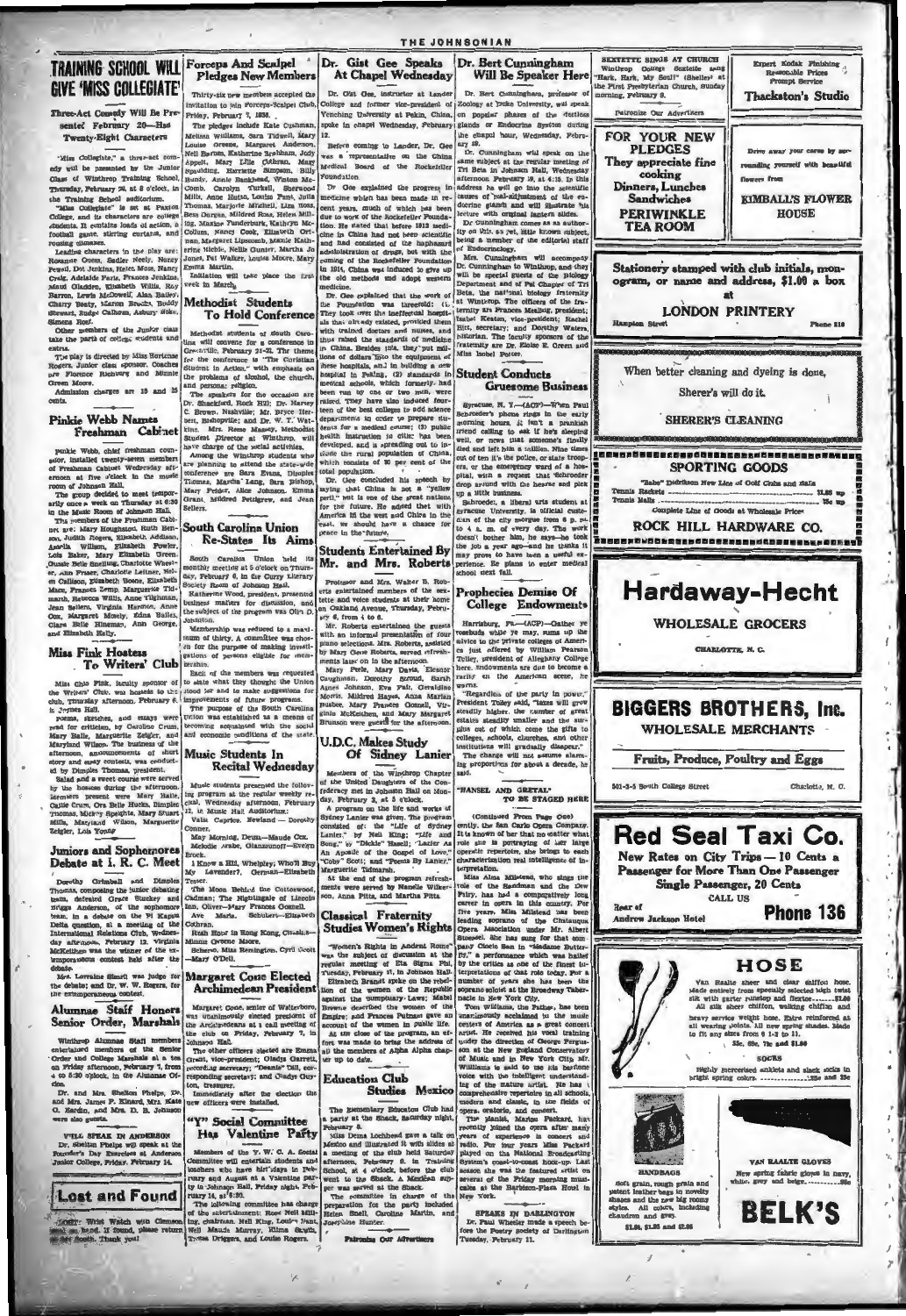# TRAINING SCHOOL WILL GIVE 'MISS COLLEGIATE'

## Three-Act Comedy Will Be Presented February 20—Has Twenty-Eight Characters

"Miss Collegiate," a three-act comedy will be presented by the Junior Class of Winthrop Training School, Thursday, February 20, at 8 o'clock, in the Training School auditorium.

"Miss Collegiate" is set at Paxton College, and its characters are college students. It contains loads of action, a football game, stirring contests, and rousing climaxes.

Leading characters in the play are: Roxanne Owens, Sadler Neely, Nancy Powell, Dot Jenkins, Helen Moss, Nancy Craig, Adelaide Faris, Frances Jenkins, Maud Gladden, Elizabeth Willis, Roy Barron, Lewis McDowell, Alan Bailey, Charry Beaty, Marcus Brock, Buddy Stewart, Budge Calhoun, Asbury Hoke, Simons Roof.

Other members of the Junior class take the parts of college students and extras.

The play is directed by Miss Hortense Rogers, Junior class sponsor. Coaches are Florence Richburg and Minnie Green Moore.

Admission charges are 15 and 25 cents.

## Pinkie Webb Names Freshman Cabinet

Pinkie Webb, chief freshman counselor, installed twenty-seven members of Freshman Cabinet Wednesday afternoon at five o'clock in the music room of Johnson Hall.

The group decided to meet temporarily once a week on Thursday at 6:30 in the Music Room of Johnson Hall.

The members of the Freshman Cabinet are: Mary Houghstead, Ruth Benson, Judith Rogers, Elizabeth Addison, Amelia Wilson, Elizabeth Fowler, Lois Baker, Mary Elizabeth Green, Oussie Belle Snelling, Charlotte Wheeler, Ann Fraser, Charlotte Leitner, Helen Collison, Elizabeth Boone, Elizabeth Mace, Frances Temp, Marguerite Tidmarsh, Rebecca Wills, Anne Tilghman, Jean Sellers, Virginia Harmon, Anne Cox, Margaret Mosely, Edna Bailes, Clara Belle Sineman, Ann George, and Elizabeth Kelly.

## Miss Fink Hostess To Writers' Club

Miss Chio Fink, faculty sponsor of the Writers' Club, was hostess to the club, Thursday afternoon, February 6, in Joynes Hall.

Poems, sketches, and essays were read for criticism, by Caroline Crum, Mary Halle, Marguerite Zeigler, and Maryland Wilson. The business of the afternoon, announcements of short story and essay contests, was conducted by Dimples Thomas, president.

Salad and a sweet course were served by the hostess during the afternoon. Members present were Mary Halle, Callie Crum, Ora Belle Hucks, Dimples Thomas, Mickey Speights, Mary Stuart Mills, Maryland Wilson, Marguerite Zeigler, Lois Yonge.

## Juniors and Sophomores Debate at I. R. C. Meet

Dorothy Grimball and Dimples Thomas, composing the junior debating team, defeated Grace Buckey and Briggs Anderson, of the sophomore team, in a debate on the Pi Kappa Delta question, at a meeting of the International Relations Club, Wednesday afternoon, February 12. Virginia McKeithen was the winner of the extemporaneous contest held after the debate.

Mrs. Lorraine Smith was judge for the debate; and Dr. W. W. Rogers, for the extemporaneous contest.

## Alumnae Staff Honors Senior Order, Marshals

Winthrop Alumnae Staff members entertained members of the Senior Order and College Marshals at a tea on Friday afternoon, February 7, from 4 to 5:30 o'clock, in the Alumnae Office.

Dr. and Mrs. Shelton Phelps, Dr. and Mrs. James P. Kinard, Mrs. Kate G. Hardin, and Mrs. D. B. Johnson were also guests.

WILL SPEAK IN ANDERSON
Dr. Shelton Phelps will speak at the Founder's Day Exercises at Anderson Junior College, Friday, February 14.

## Lost and Found

LOST: Wrist Watch with Clemson ... band. If found, please return ... South. Thank you!

## Forceps And Scalpel Pledges New Members

Thirty-six new members accepted the invitation to join Forceps-Scalpel Club, Friday, February 7, 1936.

The pledges include Kate Cushman, Melissa Williams, Sara Tidwell, Mary Louise Greene, Margaret Anderson, Nell Barnes, Katherine Graham, Judy Appelt, Mary Lille Calhoun, Mary Spaulding, Harriette Simpson, Billy Bundy, Annie Bankhead, Winton McComb, Carolyn Turkell, Sherwood Mills, Anne Hutto, Louise Funt, Julia Thomas, Marjorie Mitchell, Lila Moss, Bess Duncan, Mildred Ross, Helen Milling, Maxine Funderburk, Kathryn McCollum, Nancy Cook, Elizabeth Gunnan, Margaret Lipscomb, Mamie Katherine Hiebie, Nellie Gunter, Martha Jo Jones, Pat Walker, Louise Moore, Mary Emma Martin.

Initiation will take place the first week in March.

## Methodist Students To Hold Conference

Methodist students of South Carolina will convene for a conference in Greenville, February 21-23. The theme for the conference is "The Christian Student in Action," with emphasis on the problems of alcohol, the church, and personal religion.

The speakers for the occasion are Dr. Shackford, Rock Hill; Dr. Harvey C. Brown, Nashville; Mr. Bryce Herbert, Bishopville; and Dr. W. T. Watkins. Mrs. Reese Massey, Methodist Student Director at Winthrop, will have charge of the social activities.

Among the Winthrop students who are planning to attend the state-wide conference are Sara Evans, Dimples Thomas, Martha Lang, Sara Bishop, Mary Pitts, Alice Johnson, Emma Grant, Mildred Pettigrew, and Jean Sellers.

## South Carolina Union Re-States Its Aims

South Carolina Union held its monthly meeting at 5 o'clock on Thursday, February 6, in the Curry Literary Society Room of Johnson Hall.

Katherine Wood, president, presented business matters for discussion, and the subject of the program was Olin D. Johnston.

Membership was reduced to a maximum of thirty. A committee was chosen for the purpose of making investigations of persons eligible for membership.

Each of the members was requested to state what they thought the Union stood for and to make suggestions for improvements of future programs.

The purpose of the South Carolina Union was established as a means of becoming acquainted with the social and economic conditions of the state.

## Music Students In Recital Wednesday

Music students presented the following program at the regular weekly recital, Wednesday afternoon, February 12, in Music Hall Auditorium:

Valse Caprice, Newland — Dorothy Conner.

May Morning, Denza—Maude Cox.

Melodie Arabe, Glazounoff—Evelyn Brock.

I Know a Hill, Whelpley; Who'll Buy My Lavender?, German—Elizabeth Tracer.

The Moon Behind the Cottonwood, Cadman; The Nightingale of Lincoln Inn, Oliver—Mary Frances Connell.

Ave Maria, Schubert—Elizabeth Cothran.

Rush Hour in Hong Kong, Chasins—Minnie Greene Moore.

Scherzo, Miss Remington, Cyril Scott—Mary O'Dell.

## Margaret Cone Elected Archimedean President

Margaret Cone, senior of Walterboro, was unanimously elected president of the Archimedeans at a call meeting of the club on Friday, February 7, in Johnson Hall.

The other officers elected are Emma Grant, vice-president; Gladys Garrett, recording secretary; "Deanie" Dill, corresponding secretary; and Gladys Gunton, treasurer.

Immediately after the election the new officers were installed.

## "Y" Social Committee Has Valentine Party

Members of the Y. W. C. A. Social Committee will entertain students and teachers who have birthdays in February and August at a Valentine party in Johnson Hall, Friday night, February 14, at 6:30.

The following committee has charge of the entertainment: Rose Nell Miller, chairman, Nell King, Louise Hunt, Nell Maude Murray, Wilma Smith, Teresa Driggers, and Louise Rogers.

## Dr. Gist Gee Speaks At Chapel Wednesday

Dr. Gist Gee, instructor at Lander College and former vice-president of Yenching University at Pekin, China, spoke in chapel Wednesday, February 12.

Before coming to Lander, Dr. Gee was a representative on the China Medical Board of the Rockefeller Foundation.

Dr. Gee explained the progress in medicine which has been made in recent years, much of which has been due to work of the Rockefeller Foundation. He stated that before 1912 medicine in China had not been scientific and had consisted of the haphazard administration of drugs, but with the coming of the Rockefeller Foundation in 1914, China was induced to give up the old methods and adopt western medicine.

Dr. Gee explained that the work of the Foundation was threefold: (1) They took over the ineffectual hospitals that already existed, provided them with trained doctors and nurses, and thus raised the standards of medicine in China. Besides this, they put millions of dollars into the equipment of these hospitals, and in building a new hospital in Peking. (2) Standards in medical schools, which formerly had been run by one or two men, were raised. They have also induced fourteen of the best colleges to add science departments in order to prepare students for a medical course; (3) public health instruction in cities has been developed, and is spreading out to include the rural population of China, which consists of 90 per cent of the total population.

Dr. Gee concluded his speech by saying that China is not a "yellow peril," but is one of the great nations for the future. He added that with America in the west and China in the east, we should have a chance for peace in the future.

## Students Entertained By Mr. and Mrs. Roberts

Professor and Mrs. Walter B. Roberts entertained members of the sextette and voice students at their home on Oakland Avenue, Thursday, February 6, from 4 to 6.

Mr. Roberts entertained the guests with an informal presentation of four piano selections. Mrs. Roberts, assisted by Mary Gene Roberts, served refreshments later on in the afternoon.

Mary Perle, Mary Davis, Eleanor Caughman, Dorothy Stroud, Sarah Agnes Johnson, Eva Fall, Geraldine Morris, Mildred Hayes, Anna Marian Busbee, Mary Frances Connell, Virginia McKeithen, and Mary Margaret Brunson were guests for the afternoon.

## U.D.C. Makes Study Of Sidney Lanier

Members of the Winthrop Chapter of the United Daughters of the Confederacy met in Johnson Hall on Monday, February 3, at 5 o'clock.

A program on the life and works of Sydney Lanier was given. The program consisted of: the "Life of Sydney Lanier," by Nell King; "Life and Song," by "Dickie" Hazell; "Lanier As An Apostle of the Gospel of Love," "Coby" Scott; and "Poems By Lanier," Marguerite Tidmarsh.

At the end of the program refreshments were served by Nanelle Wilkerson, Anna Pitts, and Martha Pitts.

## Classical Fraternity Studies Women's Rights

"Women's Rights in Ancient Rome" was the subject of discussion at the regular meeting of Eta Sigma Phi, Tuesday, February 11, in Johnson Hall.

Elizabeth Brandt spoke on the rebellion of the women of the Republic against the Sumptuary Laws; Mabel Browne described the women of the Empire; and Frances Putnam gave an account of the women in public life.

At the close of the program, an effort was made to bring the address of all the members of Alpha Alpha chapter up to date.

## Education Club Studies Mexico

The Elementary Education Club had a party at the Shack, Saturday night, February 8.

Miss Edna Lochhead gave a talk on Mexico and illustrated it with slides at a meeting of the club held Saturday afternoon, February 8, in Training School, at 4 o'clock, before the club went to the Shack. A Mexican supper was served at the Shack.

The committee in charge of the preparation for the party included Helen Snell, Caroline Martin, and Josephine Hunter.

Patronize Our Advertisers

## Dr. Bert Cunningham Will Be Speaker Here

Dr. Bert Cunningham, professor of Zoology at Duke University, will speak on popular phases of the ductless glands or Endocrine System during the chapel hour, Wednesday, February 19.

Dr. Cunningham will speak on the same subject at the regular meeting of Tri Beta in Johnson Hall, Wednesday afternoon, February 19, at 4:15. In this address he will go into the scientific causes of mal-adjustment of the endocrine glands and will illustrate his lecture with original lantern slides.

Dr. Cunningham comes as an authority on this, as yet, little known subject, being a member of the editorial staff of Endocrinology.

Mrs. Cunningham will accompany Dr. Cunningham to Winthrop, and they will be special guests of the Biology Department and of Psi Chapter of Tri Beta, the national biology fraternity at Winthrop. The officers of the fraternity are Frances Mashug, president; Isabel Keaton, vice-president; Rachel Hitt, secretary; and Dorothy Waters, historian. The faculty sponsors of the fraternity are Dr. Eloise E. Green and Miss Isobel Potter.

## Student Conducts Gruesome Business

Syracuse, N. Y.—(ACP)—When Paul Schroeder's phone rings in the early morning hours, it isn't a prankish friend calling to ask if he's sleeping well, or news that someone finally died and left him a million. Nine times out of ten it's the police, or state troopers, or the emergency ward of a hospital, with a request that Schroeder drop around with the hearse and pick up a little business.

Schroeder, a liberal arts student at Syracuse University, is official custodian of the city morgue from 6 p. m. to 4 a. m. of every day. The work doesn't bother him, he says—he took the job a year ago—and he thinks it may prove to have been a useful experience. He plans to enter medical school next fall.

## Prophecies Demise Of College Endowments

Harrisburg, Pa.—(ACP)—Gather ye rosebuds while ye may, sums up the advice to the private colleges of America just offered by William Pearson Tolley, president of Allegheny College here. Endowments are due to become a rarity on the American scene, he warns.

"Regardless of the party in power," President Tolley said, "taxes will grow steadily higher, the number of great estates steadily smaller and the surplus out of which come the gifts to colleges, schools, churches, and other institutions will gradually disappear."

The change will not assume alarming proportions for about a decade, he said.

## "HANSEL AND GRETAL" TO BE STAGED HERE

(Continued From Page One)

cently, the San Carlo Opera Company. It is known of her that no matter what role she is portraying of her large operatic repertoire, she brings to each characterization real intelligence of interpretation.

Miss Alma Milstead, who sings the role of the Sandman and the Dew Fairy, has had a comparatively long career in opera in this country. For five years, Miss Milstead has been leading soprano of the Chautauqua Opera Association under Mr. Albert Stoessel. She has sung for that company Cho-Cho San in "Madame Butterfly," a performance which was hailed by the critics as one of the finest interpretations of that role today. For a number of years she has been the soprano soloist at the Broadway Tabernacle in New York City.

Tom Williams, the Father, has been unanimously acclaimed in the music centers of America as a great concert artist. He received his vocal training under the direction of George Fergusson at the New England Conservatory of Music and in New York City. Mr. Williams is said to be an unusual voice with the intelligent understanding of the mature artist. He has a comprehensive repertoire in all schools, modern and classic, in the fields of opera, oratorio, and concert.

The pianist, Marion Packard, has recently joined the opera after many years of experience in concert and radio. For four years Miss Packard played on the National Broadcasting System's coast-to-coast hook-up. Last season she was the featured artist on several of the Friday morning musicales at the Barbizon-Plaza Hotel in New York.

SPEAKS IN DARLINGTON
Dr. Paul Wheeler made a speech before the Poetry society of Darlington Tuesday, February 11.

SEXTETTE SINGS AT CHURCH
Winthrop College Sextette sang "Hark, Hark, My Soul!" (Shelley) at the First Presbyterian Church, Sunday morning, February 9.

Patronize Our Advertisers

Expert Kodak Finishing
Reasonable Prices
Prompt Service
**Thackston's Studio**

**FOR YOUR NEW PLEDGES**
They appreciate fine cooking
Dinners, Lunches
Sandwiches
**PERIWINKLE TEA ROOM**

Drive away your cares by surrounding yourself with beautiful flowers from
**KIMBALL'S FLOWER HOUSE**

Stationery stamped with club initials, monogram, or name and address, $1.00 a box
at
**LONDON PRINTERY**
Hampton Street — Phone 810

When better cleaning and dyeing is done,
Sherer's will do it.
**SHERER'S CLEANING**

**SPORTING GOODS**
"Babe" Didrikson New Line of Golf Clubs and Bags
Tennis Rackets ............ $1.95 up
Tennis Balls ............ 25c up
Complete Line of Goods at Wholesale Prices
**ROCK HILL HARDWARE CO.**

# Hardaway-Hecht
WHOLESALE GROCERS
CHARLOTTE, N. C.

**BIGGERS BROTHERS, Inc.**
WHOLESALE MERCHANTS
Fruits, Produce, Poultry and Eggs
501-3-5 South College Street — Charlotte, N. C.

# Red Seal Taxi Co.
New Rates on City Trips — 10 Cents a Passenger for More Than One Passenger
Single Passenger, 20 Cents
CALL US
Rear of Andrew Jackson Hotel — **Phone 136**

# HOSE
Van Raalte sheer and clear chiffon hose. Made entirely from specially selected high twist silk with garter runstop and flextoe........$1.00

All silk sheer chiffon, walking chiffon and heavy service weight hose. Extra reinforced at all wearing points. All new spring shades. Made to fit any sizes from 8 1-2 to 11.
85c, 69c, 79c and $1.00

SOCKS
Highly mercerized anklets and slack socks in bright spring colors. ............25c and 35c

HANDBAGS
Soft grain, rough grain and patent leather bags in novelty shapes and the new big roomy styles. All colors, including chaudron and grey.
$1.00, $1.95 and $2.95

VAN RAALTE GLOVES
New spring fabric gloves in navy, white, grey and beige..........50c

# BELK'S